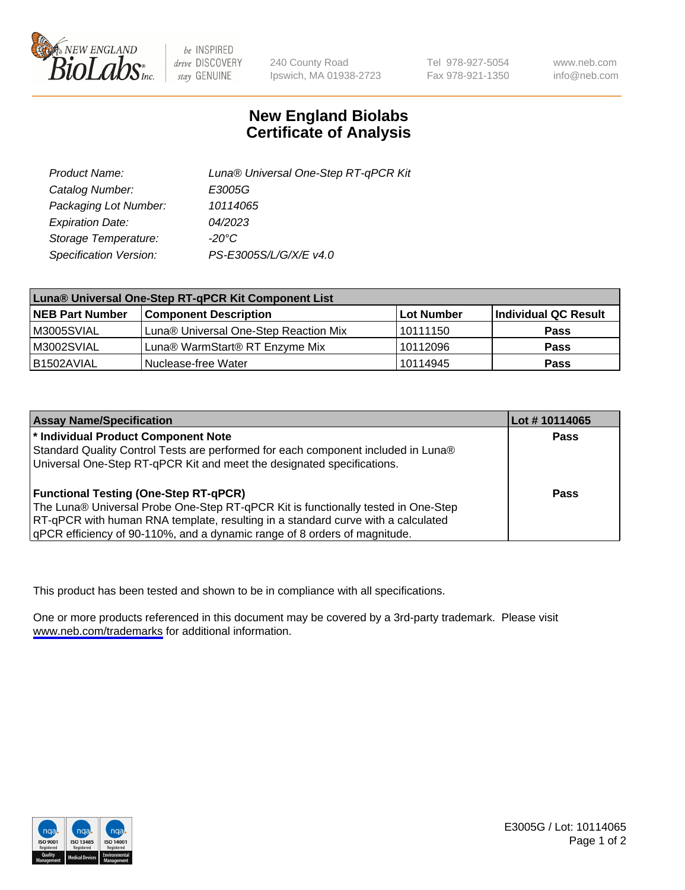# New England Biolabs Certificate of Analysis

| | |
|---|---|
| Product Name: | Luna® Universal One-Step RT-qPCR Kit |
| Catalog Number: | E3005G |
| Packaging Lot Number: | 10114065 |
| Expiration Date: | 04/2023 |
| Storage Temperature: | -20°C |
| Specification Version: | PS-E3005S/L/G/X/E v4.0 |

| Luna® Universal One-Step RT-qPCR Kit Component List | | | |
|---|---|---|---|
| **NEB Part Number** | **Component Description** | **Lot Number** | **Individual QC Result** |
| M3005SVIAL | Luna® Universal One-Step Reaction Mix | 10111150 | Pass |
| M3002SVIAL | Luna® WarmStart® RT Enzyme Mix | 10112096 | Pass |
| B1502AVIAL | Nuclease-free Water | 10114945 | Pass |

| Assay Name/Specification | Lot # 10114065 |
|---|---|
| **\* Individual Product Component Note**<br>Standard Quality Control Tests are performed for each component included in Luna® Universal One-Step RT-qPCR Kit and meet the designated specifications. | Pass |
| **Functional Testing (One-Step RT-qPCR)**<br>The Luna® Universal Probe One-Step RT-qPCR Kit is functionally tested in One-Step RT-qPCR with human RNA template, resulting in a standard curve with a calculated qPCR efficiency of 90-110%, and a dynamic range of 8 orders of magnitude. | Pass |

This product has been tested and shown to be in compliance with all specifications.

One or more products referenced in this document may be covered by a 3rd-party trademark. Please visit www.neb.com/trademarks for additional information.

E3005G / Lot: 10114065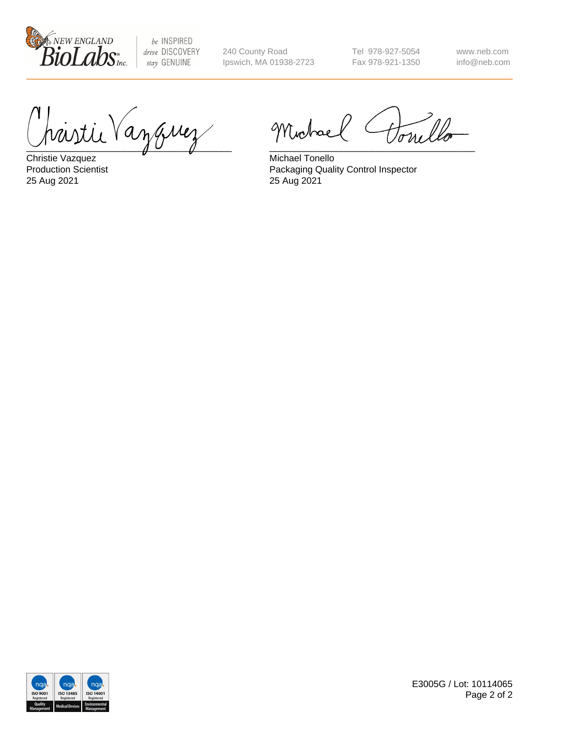240 County Road
Ipswich, MA 01938-2723

Tel 978-927-5054
Fax 978-921-1350

www.neb.com
info@neb.com

Christie Vazquez
Production Scientist
25 Aug 2021

Michael Tonello
Packaging Quality Control Inspector
25 Aug 2021

E3005G / Lot: 10114065